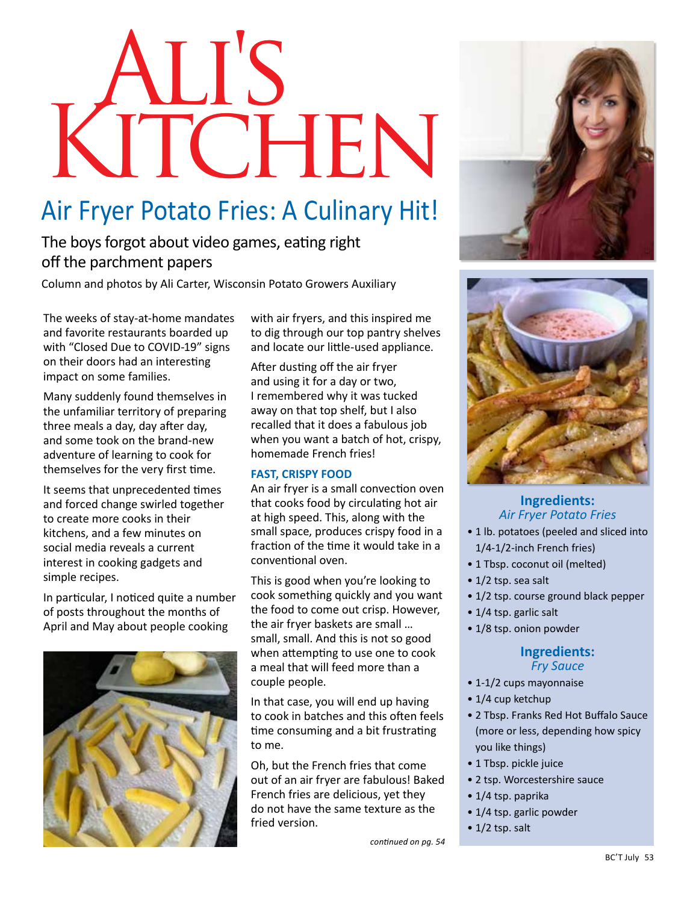# Ali's Kitchen

## Air Fryer Potato Fries: A Culinary Hit!

### The boys forgot about video games, eating right off the parchment papers

Column and photos by Ali Carter, Wisconsin Potato Growers Auxiliary

The weeks of stay-at-home mandates and favorite restaurants boarded up with "Closed Due to COVID-19" signs on their doors had an interesting impact on some families.

Many suddenly found themselves in the unfamiliar territory of preparing three meals a day, day after day, and some took on the brand-new adventure of learning to cook for themselves for the very first time.

It seems that unprecedented times and forced change swirled together to create more cooks in their kitchens, and a few minutes on social media reveals a current interest in cooking gadgets and simple recipes.

In particular, I noticed quite a number of posts throughout the months of April and May about people cooking with air fryers, and this inspired me to dig through our top pantry shelves and locate our little-used appliance.

After dusting off the air fryer and using it for a day or two, I remembered why it was tucked away on that top shelf, but I also recalled that it does a fabulous job when you want a batch of hot, crispy, homemade French fries!

**FAST, CRISPY FOOD**

An air fryer is a small convection oven that cooks food by circulating hot air at high speed. This, along with the small space, produces crispy food in a fraction of the time it would take in a conventional oven.

This is good when you're looking to cook something quickly and you want the food to come out crisp. However, the air fryer baskets are small … small, small. And this is not so good when attempting to use one to cook a meal that will feed more than a couple people.

In that case, you will end up having to cook in batches and this often feels time consuming and a bit frustrating to me.

Oh, but the French fries that come out of an air fryer are fabulous! Baked French fries are delicious, yet they do not have the same texture as the fried version.

*continued on pg. 54*

**Ingredients:**
*Air Fryer Potato Fries*

- 1 lb. potatoes (peeled and sliced into 1/4-1/2-inch French fries)
- 1 Tbsp. coconut oil (melted)
- 1/2 tsp. sea salt
- 1/2 tsp. course ground black pepper
- 1/4 tsp. garlic salt
- 1/8 tsp. onion powder

**Ingredients:**
*Fry Sauce*

- 1-1/2 cups mayonnaise
- 1/4 cup ketchup
- 2 Tbsp. Franks Red Hot Buffalo Sauce (more or less, depending how spicy you like things)
- 1 Tbsp. pickle juice
- 2 tsp. Worcestershire sauce
- 1/4 tsp. paprika
- 1/4 tsp. garlic powder
- 1/2 tsp. salt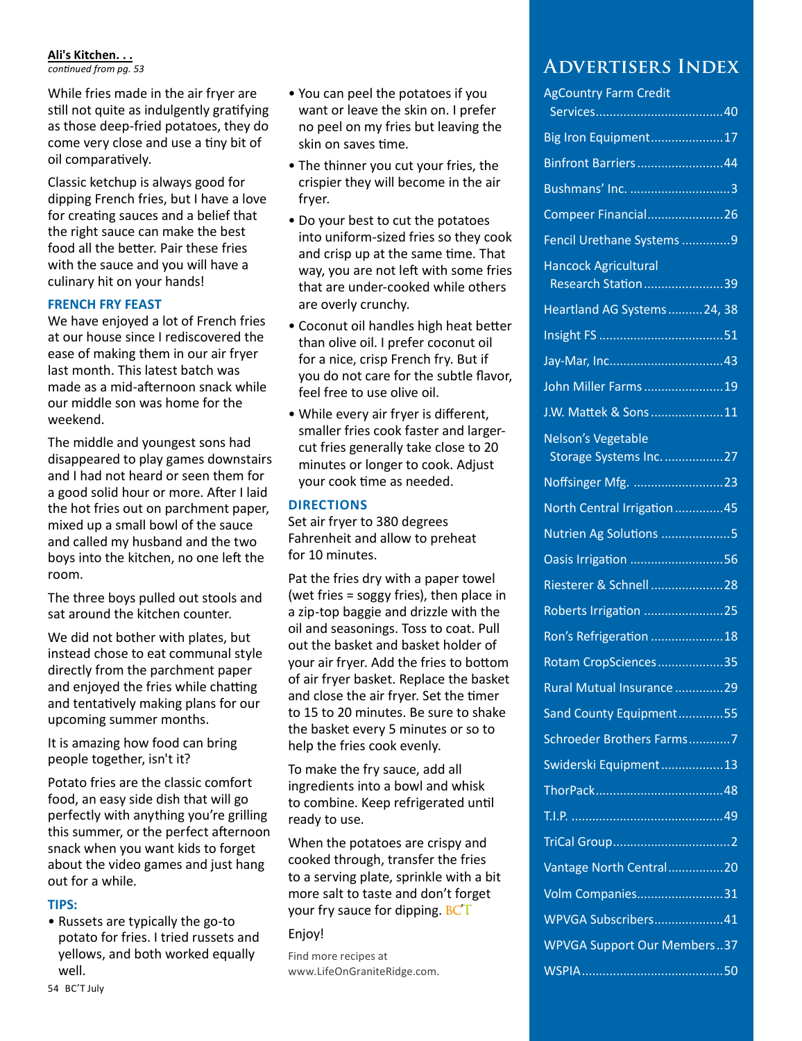**Ali's Kitchen. . .**
*continued from pg. 53*

While fries made in the air fryer are still not quite as indulgently gratifying as those deep-fried potatoes, they do come very close and use a tiny bit of oil comparatively.

Classic ketchup is always good for dipping French fries, but I have a love for creating sauces and a belief that the right sauce can make the best food all the better. Pair these fries with the sauce and you will have a culinary hit on your hands!

### FRENCH FRY FEAST

We have enjoyed a lot of French fries at our house since I rediscovered the ease of making them in our air fryer last month. This latest batch was made as a mid-afternoon snack while our middle son was home for the weekend.

The middle and youngest sons had disappeared to play games downstairs and I had not heard or seen them for a good solid hour or more. After I laid the hot fries out on parchment paper, mixed up a small bowl of the sauce and called my husband and the two boys into the kitchen, no one left the room.

The three boys pulled out stools and sat around the kitchen counter.

We did not bother with plates, but instead chose to eat communal style directly from the parchment paper and enjoyed the fries while chatting and tentatively making plans for our upcoming summer months.

It is amazing how food can bring people together, isn't it?

Potato fries are the classic comfort food, an easy side dish that will go perfectly with anything you're grilling this summer, or the perfect afternoon snack when you want kids to forget about the video games and just hang out for a while.

### TIPS:

- Russets are typically the go-to potato for fries. I tried russets and yellows, and both worked equally well.
- You can peel the potatoes if you want or leave the skin on. I prefer no peel on my fries but leaving the skin on saves time.
- The thinner you cut your fries, the crispier they will become in the air fryer.
- Do your best to cut the potatoes into uniform-sized fries so they cook and crisp up at the same time. That way, you are not left with some fries that are under-cooked while others are overly crunchy.
- Coconut oil handles high heat better than olive oil. I prefer coconut oil for a nice, crisp French fry. But if you do not care for the subtle flavor, feel free to use olive oil.
- While every air fryer is different, smaller fries cook faster and larger-cut fries generally take close to 20 minutes or longer to cook. Adjust your cook time as needed.

### DIRECTIONS

Set air fryer to 380 degrees Fahrenheit and allow to preheat for 10 minutes.

Pat the fries dry with a paper towel (wet fries = soggy fries), then place in a zip-top baggie and drizzle with the oil and seasonings. Toss to coat. Pull out the basket and basket holder of your air fryer. Add the fries to bottom of air fryer basket. Replace the basket and close the air fryer. Set the timer to 15 to 20 minutes. Be sure to shake the basket every 5 minutes or so to help the fries cook evenly.

To make the fry sauce, add all ingredients into a bowl and whisk to combine. Keep refrigerated until ready to use.

When the potatoes are crispy and cooked through, transfer the fries to a serving plate, sprinkle with a bit more salt to taste and don't forget your fry sauce for dipping. BC'T

Enjoy!

Find more recipes at www.LifeOnGraniteRidge.com.

## Advertisers Index

AgCountry Farm Credit Services....................................40
Big Iron Equipment....................17
Binfront Barriers........................44
Bushmans' Inc. ............................3
Compeer Financial......................26
Fencil Urethane Systems .............9
Hancock Agricultural Research Station.......................39
Heartland AG Systems..........24, 38
Insight FS ..................................51
Jay-Mar, Inc................................43
John Miller Farms.......................19
J.W. Mattek & Sons.....................11
Nelson's Vegetable Storage Systems Inc. .................27
Noffsinger Mfg. ..........................23
North Central Irrigation.............45
Nutrien Ag Solutions ....................5
Oasis Irrigation ..........................56
Riesterer & Schnell.....................28
Roberts Irrigation .......................25
Ron's Refrigeration .....................18
Rotam CropSciences...................35
Rural Mutual Insurance..............29
Sand County Equipment............55
Schroeder Brothers Farms............7
Swiderski Equipment..................13
ThorPack....................................48
T.I.P. ..........................................49
TriCal Group.................................2
Vantage North Central................20
Volm Companies.........................31
WPVGA Subscribers....................41
WPVGA Support Our Members..37
WSPIA........................................50